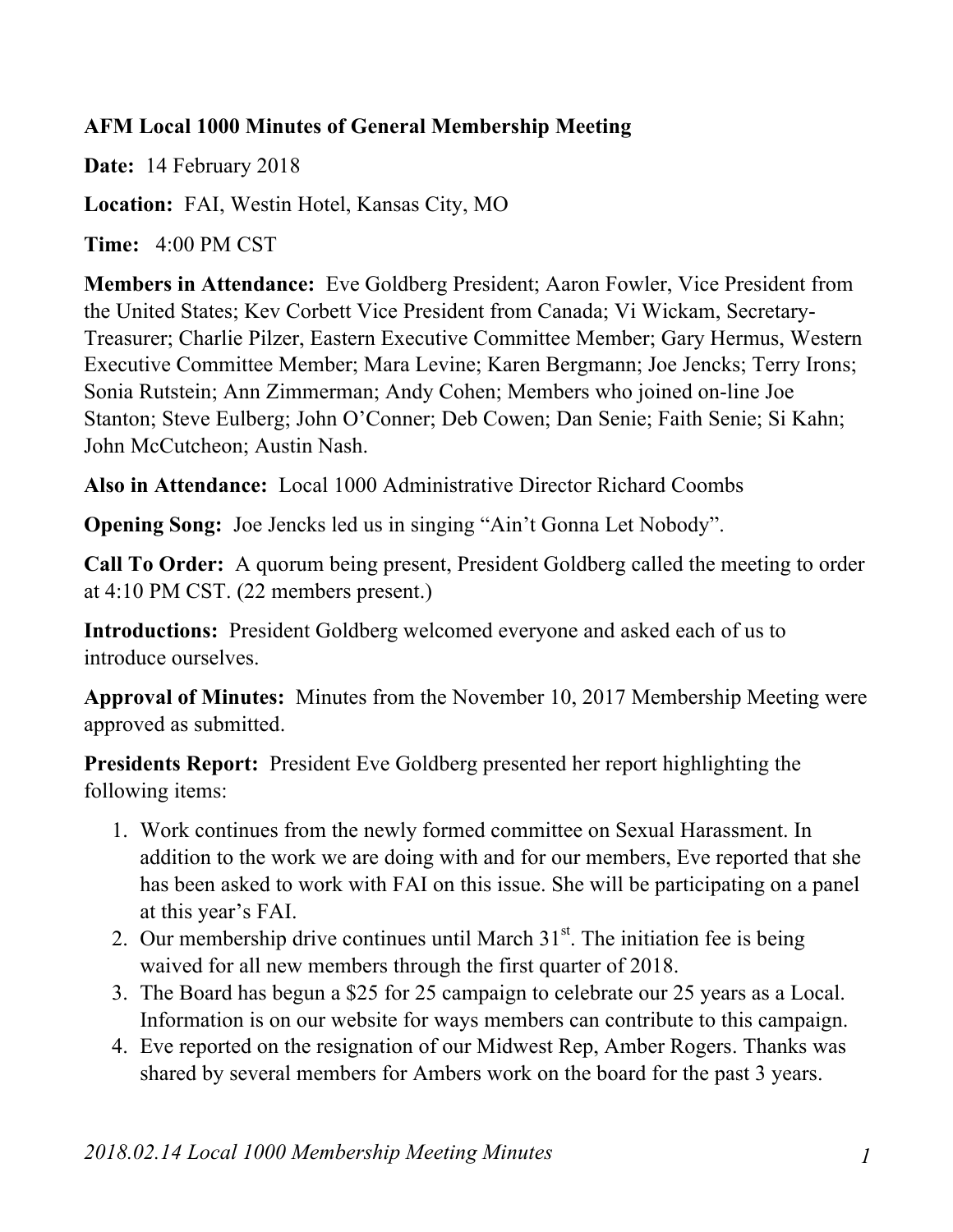**AFM Local 1000 Minutes of General Membership Meeting**

**Date:** 14 February 2018

**Location:** FAI, Westin Hotel, Kansas City, MO

**Time:** 4:00 PM CST

**Members in Attendance:** Eve Goldberg President; Aaron Fowler, Vice President from the United States; Kev Corbett Vice President from Canada; Vi Wickam, Secretary-Treasurer; Charlie Pilzer, Eastern Executive Committee Member; Gary Hermus, Western Executive Committee Member; Mara Levine; Karen Bergmann; Joe Jencks; Terry Irons; Sonia Rutstein; Ann Zimmerman; Andy Cohen; Members who joined on-line Joe Stanton; Steve Eulberg; John O'Conner; Deb Cowen; Dan Senie; Faith Senie; Si Kahn; John McCutcheon; Austin Nash.

**Also in Attendance:** Local 1000 Administrative Director Richard Coombs

**Opening Song:** Joe Jencks led us in singing "Ain't Gonna Let Nobody".

**Call To Order:** A quorum being present, President Goldberg called the meeting to order at 4:10 PM CST. (22 members present.)

**Introductions:** President Goldberg welcomed everyone and asked each of us to introduce ourselves.

**Approval of Minutes:** Minutes from the November 10, 2017 Membership Meeting were approved as submitted.

**Presidents Report:** President Eve Goldberg presented her report highlighting the following items:

1. Work continues from the newly formed committee on Sexual Harassment. In addition to the work we are doing with and for our members, Eve reported that she has been asked to work with FAI on this issue. She will be participating on a panel at this year's FAI.
2. Our membership drive continues until March 31st. The initiation fee is being waived for all new members through the first quarter of 2018.
3. The Board has begun a $25 for 25 campaign to celebrate our 25 years as a Local. Information is on our website for ways members can contribute to this campaign.
4. Eve reported on the resignation of our Midwest Rep, Amber Rogers. Thanks was shared by several members for Ambers work on the board for the past 3 years.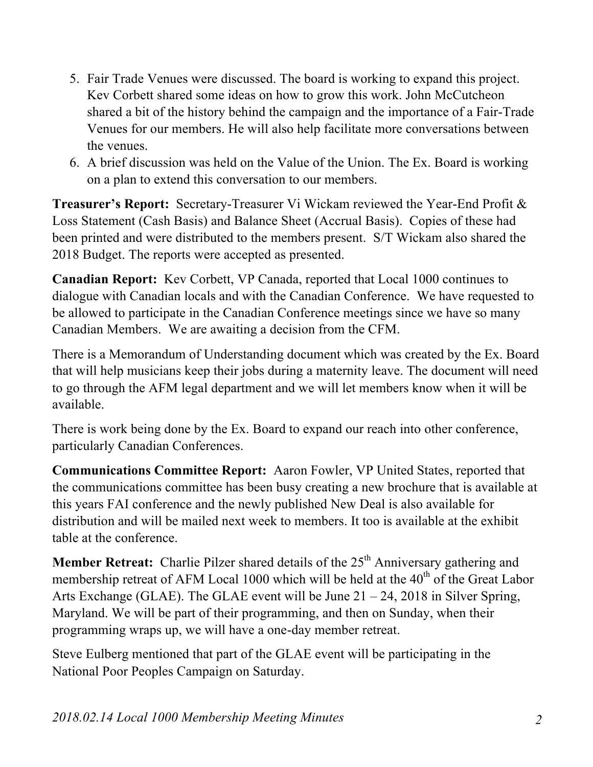5. Fair Trade Venues were discussed. The board is working to expand this project. Kev Corbett shared some ideas on how to grow this work. John McCutcheon shared a bit of the history behind the campaign and the importance of a Fair-Trade Venues for our members. He will also help facilitate more conversations between the venues.
6. A brief discussion was held on the Value of the Union. The Ex. Board is working on a plan to extend this conversation to our members.

**Treasurer's Report:** Secretary-Treasurer Vi Wickam reviewed the Year-End Profit & Loss Statement (Cash Basis) and Balance Sheet (Accrual Basis). Copies of these had been printed and were distributed to the members present. S/T Wickam also shared the 2018 Budget. The reports were accepted as presented.

**Canadian Report:** Kev Corbett, VP Canada, reported that Local 1000 continues to dialogue with Canadian locals and with the Canadian Conference. We have requested to be allowed to participate in the Canadian Conference meetings since we have so many Canadian Members. We are awaiting a decision from the CFM.

There is a Memorandum of Understanding document which was created by the Ex. Board that will help musicians keep their jobs during a maternity leave. The document will need to go through the AFM legal department and we will let members know when it will be available.

There is work being done by the Ex. Board to expand our reach into other conference, particularly Canadian Conferences.

**Communications Committee Report:** Aaron Fowler, VP United States, reported that the communications committee has been busy creating a new brochure that is available at this years FAI conference and the newly published New Deal is also available for distribution and will be mailed next week to members. It too is available at the exhibit table at the conference.

**Member Retreat:** Charlie Pilzer shared details of the 25th Anniversary gathering and membership retreat of AFM Local 1000 which will be held at the 40th of the Great Labor Arts Exchange (GLAE). The GLAE event will be June 21 – 24, 2018 in Silver Spring, Maryland. We will be part of their programming, and then on Sunday, when their programming wraps up, we will have a one-day member retreat.

Steve Eulberg mentioned that part of the GLAE event will be participating in the National Poor Peoples Campaign on Saturday.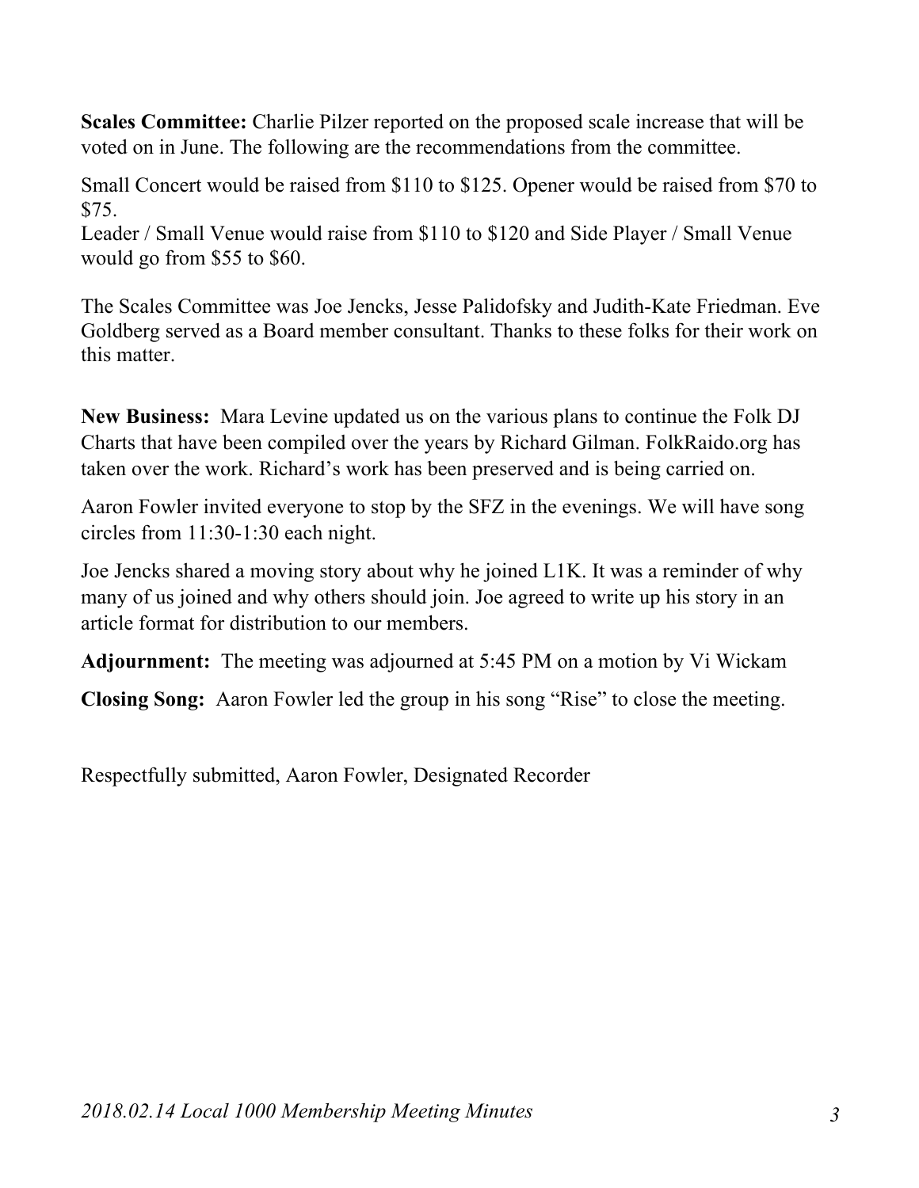**Scales Committee:** Charlie Pilzer reported on the proposed scale increase that will be voted on in June. The following are the recommendations from the committee.

Small Concert would be raised from $110 to $125. Opener would be raised from $70 to $75.
Leader / Small Venue would raise from $110 to $120 and Side Player / Small Venue would go from $55 to $60.

The Scales Committee was Joe Jencks, Jesse Palidofsky and Judith-Kate Friedman. Eve Goldberg served as a Board member consultant. Thanks to these folks for their work on this matter.

**New Business:** Mara Levine updated us on the various plans to continue the Folk DJ Charts that have been compiled over the years by Richard Gilman. FolkRaido.org has taken over the work. Richard's work has been preserved and is being carried on.

Aaron Fowler invited everyone to stop by the SFZ in the evenings. We will have song circles from 11:30-1:30 each night.

Joe Jencks shared a moving story about why he joined L1K. It was a reminder of why many of us joined and why others should join. Joe agreed to write up his story in an article format for distribution to our members.

**Adjournment:** The meeting was adjourned at 5:45 PM on a motion by Vi Wickam

**Closing Song:** Aaron Fowler led the group in his song "Rise" to close the meeting.

Respectfully submitted, Aaron Fowler, Designated Recorder